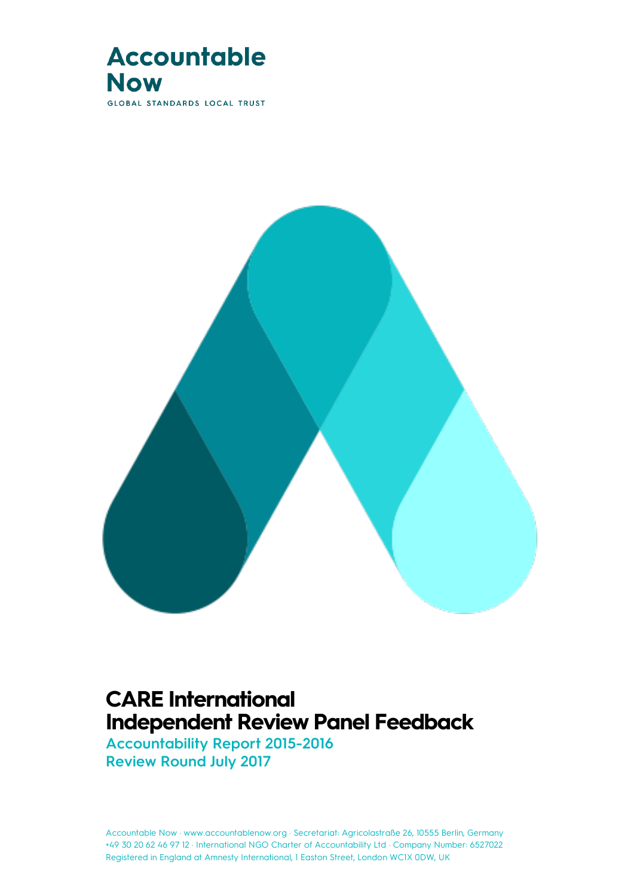Accountable Now

GLOBAL STANDARDS LOCAL TRUST

# CARE International Independent Review Panel Feedback

## Accountability Report 2015-2016

## Review Round July 2017

Accountable Now · www.accountablenow.org · Secretariat: Agricolastraße 26, 10555 Berlin, Germany
+49 30 20 62 46 97 12 · International NGO Charter of Accountability Ltd · Company Number: 6527022
Registered in England at Amnesty International, 1 Easton Street, London WC1X 0DW, UK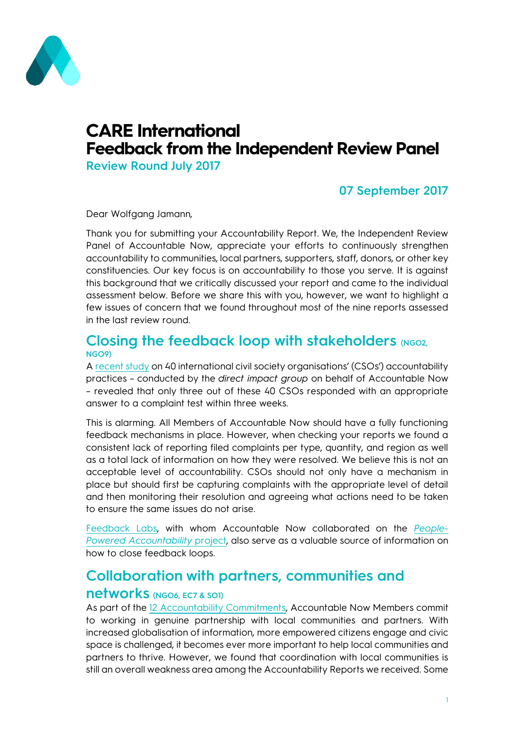# CARE International
# Feedback from the Independent Review Panel

**Review Round July 2017**

**07 September 2017**

Dear Wolfgang Jamann,

Thank you for submitting your Accountability Report. We, the Independent Review Panel of Accountable Now, appreciate your efforts to continuously strengthen accountability to communities, local partners, supporters, staff, donors, or other key constituencies. Our key focus is on accountability to those you serve. It is against this background that we critically discussed your report and came to the individual assessment below. Before we share this with you, however, we want to highlight a few issues of concern that we found throughout most of the nine reports assessed in the last review round.

## Closing the feedback loop with stakeholders (NGO2, NGO9)

A recent study on 40 international civil society organisations' (CSOs') accountability practices – conducted by the *direct impact group* on behalf of Accountable Now – revealed that only three out of these 40 CSOs responded with an appropriate answer to a complaint test within three weeks.

This is alarming. All Members of Accountable Now should have a fully functioning feedback mechanisms in place. However, when checking your reports we found a consistent lack of reporting filed complaints per type, quantity, and region as well as a total lack of information on how they were resolved. We believe this is not an acceptable level of accountability. CSOs should not only have a mechanism in place but should first be capturing complaints with the appropriate level of detail and then monitoring their resolution and agreeing what actions need to be taken to ensure the same issues do not arise.

Feedback Labs, with whom Accountable Now collaborated on the *People-Powered Accountability* project, also serve as a valuable source of information on how to close feedback loops.

## Collaboration with partners, communities and networks (NGO6, EC7 & SO1)

As part of the 12 Accountability Commitments, Accountable Now Members commit to working in genuine partnership with local communities and partners. With increased globalisation of information, more empowered citizens engage and civic space is challenged, it becomes ever more important to help local communities and partners to thrive. However, we found that coordination with local communities is still an overall weakness area among the Accountability Reports we received. Some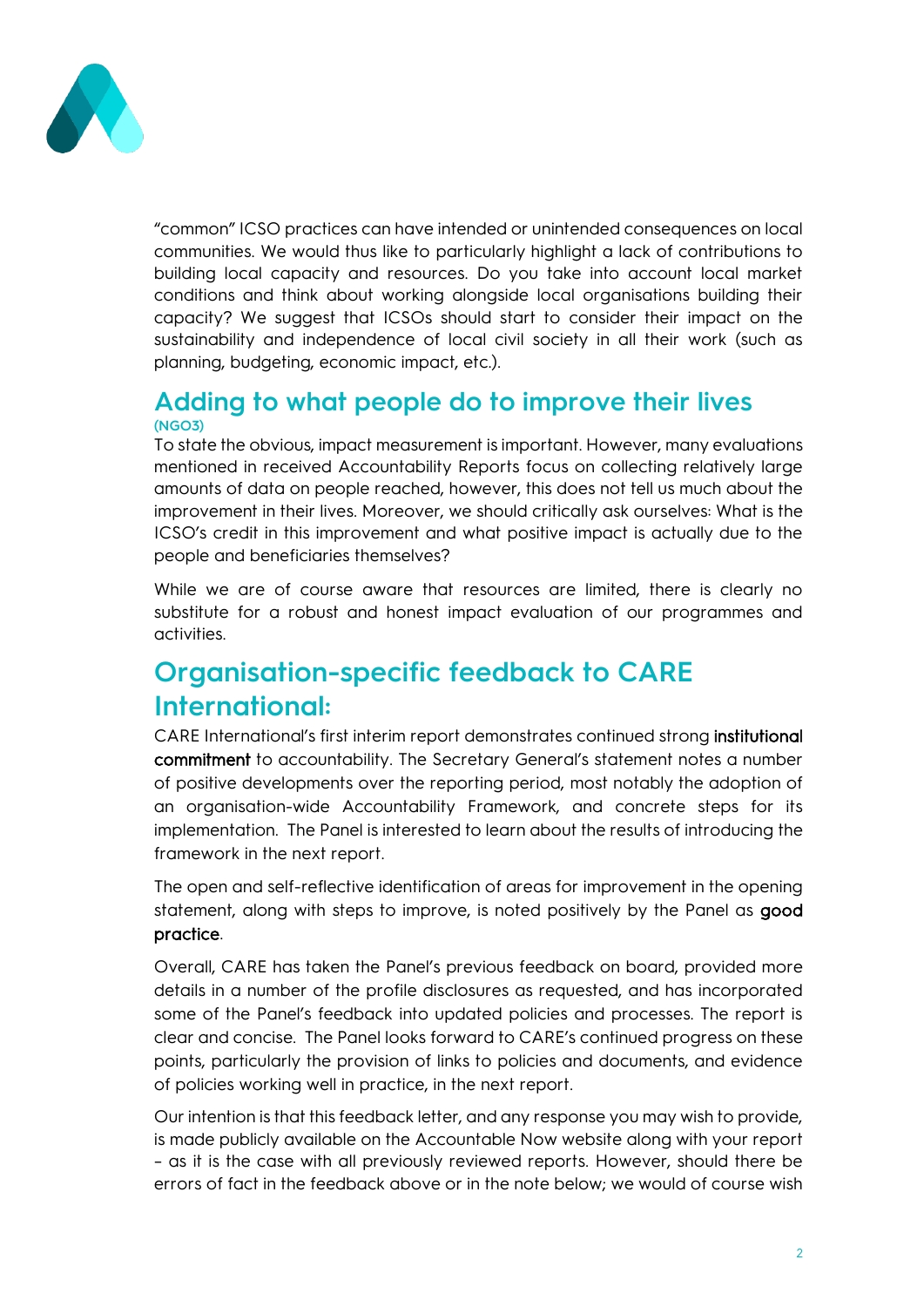"common" ICSO practices can have intended or unintended consequences on local communities. We would thus like to particularly highlight a lack of contributions to building local capacity and resources. Do you take into account local market conditions and think about working alongside local organisations building their capacity? We suggest that ICSOs should start to consider their impact on the sustainability and independence of local civil society in all their work (such as planning, budgeting, economic impact, etc.).

### Adding to what people do to improve their lives

**(NGO3)**

To state the obvious, impact measurement is important. However, many evaluations mentioned in received Accountability Reports focus on collecting relatively large amounts of data on people reached, however, this does not tell us much about the improvement in their lives. Moreover, we should critically ask ourselves: What is the ICSO's credit in this improvement and what positive impact is actually due to the people and beneficiaries themselves?

While we are of course aware that resources are limited, there is clearly no substitute for a robust and honest impact evaluation of our programmes and activities.

## Organisation-specific feedback to CARE International:

CARE International's first interim report demonstrates continued strong **institutional commitment** to accountability. The Secretary General's statement notes a number of positive developments over the reporting period, most notably the adoption of an organisation-wide Accountability Framework, and concrete steps for its implementation. The Panel is interested to learn about the results of introducing the framework in the next report.

The open and self-reflective identification of areas for improvement in the opening statement, along with steps to improve, is noted positively by the Panel as **good practice**.

Overall, CARE has taken the Panel's previous feedback on board, provided more details in a number of the profile disclosures as requested, and has incorporated some of the Panel's feedback into updated policies and processes. The report is clear and concise. The Panel looks forward to CARE's continued progress on these points, particularly the provision of links to policies and documents, and evidence of policies working well in practice, in the next report.

Our intention is that this feedback letter, and any response you may wish to provide, is made publicly available on the Accountable Now website along with your report – as it is the case with all previously reviewed reports. However, should there be errors of fact in the feedback above or in the note below; we would of course wish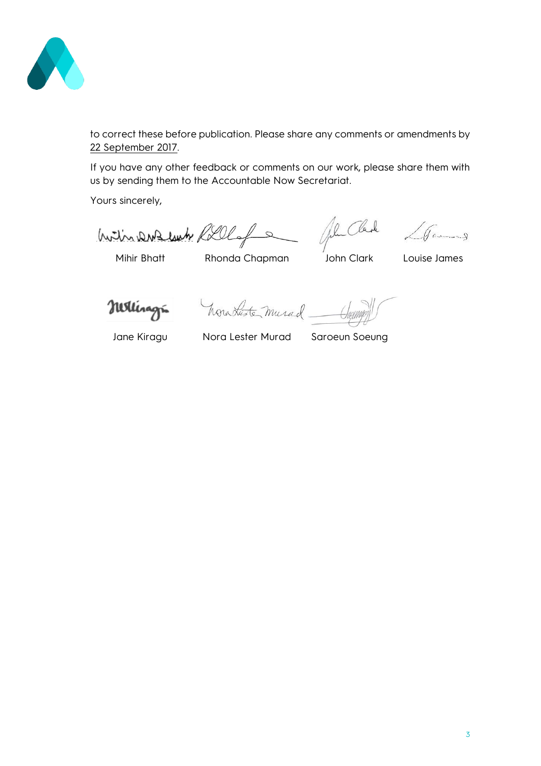to correct these before publication. Please share any comments or amendments by 22 September 2017.

If you have any other feedback or comments on our work, please share them with us by sending them to the Accountable Now Secretariat.

Yours sincerely,

| Mihir Bhatt | Rhonda Chapman | John Clark | Louise James |
| --- | --- | --- | --- |
| Jane Kiragu | Nora Lester Murad | Saroeun Soeung | |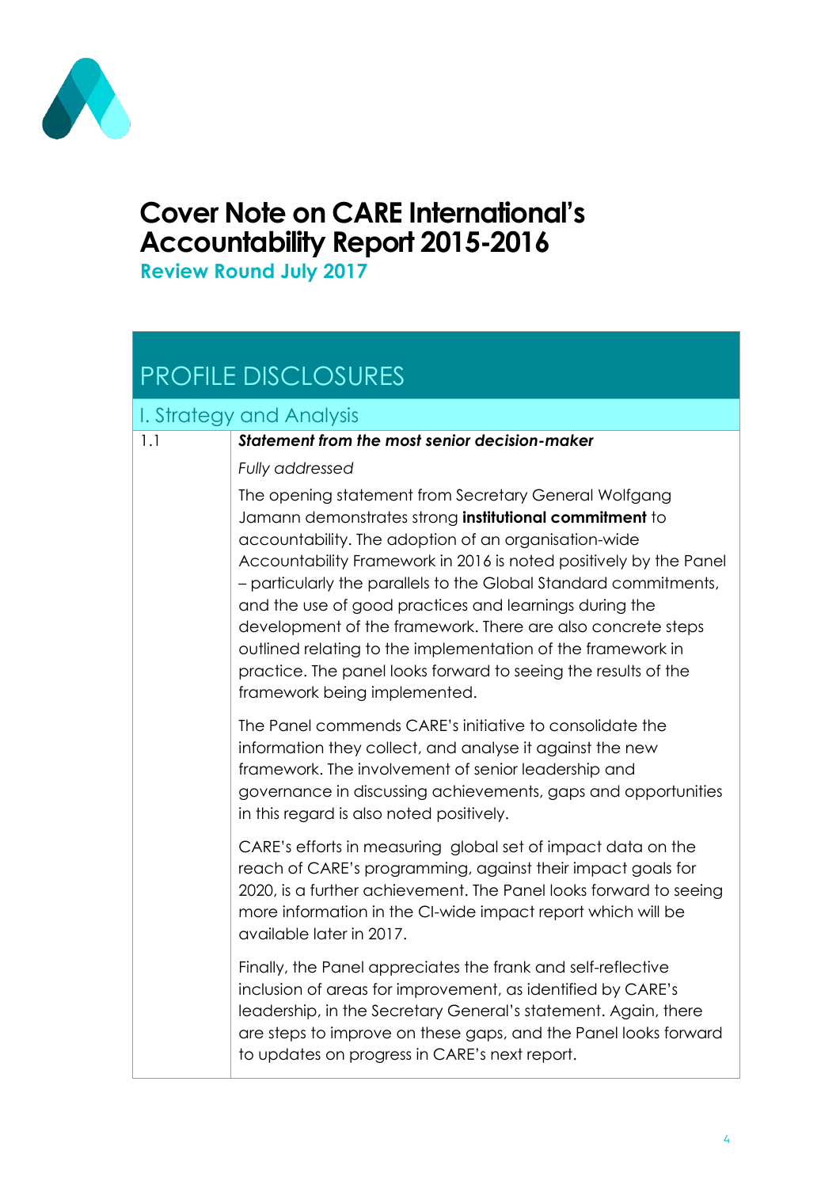# Cover Note on CARE International's Accountability Report 2015-2016

**Review Round July 2017**

## PROFILE DISCLOSURES

### I. Strategy and Analysis

| | |
|---|---|
| 1.1 | ***Statement from the most senior decision-maker*** |
| | *Fully addressed* |
| | The opening statement from Secretary General Wolfgang Jamann demonstrates strong **institutional commitment** to accountability. The adoption of an organisation-wide Accountability Framework in 2016 is noted positively by the Panel – particularly the parallels to the Global Standard commitments, and the use of good practices and learnings during the development of the framework. There are also concrete steps outlined relating to the implementation of the framework in practice. The panel looks forward to seeing the results of the framework being implemented. |
| | The Panel commends CARE's initiative to consolidate the information they collect, and analyse it against the new framework. The involvement of senior leadership and governance in discussing achievements, gaps and opportunities in this regard is also noted positively. |
| | CARE's efforts in measuring global set of impact data on the reach of CARE's programming, against their impact goals for 2020, is a further achievement. The Panel looks forward to seeing more information in the CI-wide impact report which will be available later in 2017. |
| | Finally, the Panel appreciates the frank and self-reflective inclusion of areas for improvement, as identified by CARE's leadership, in the Secretary General's statement. Again, there are steps to improve on these gaps, and the Panel looks forward to updates on progress in CARE's next report. |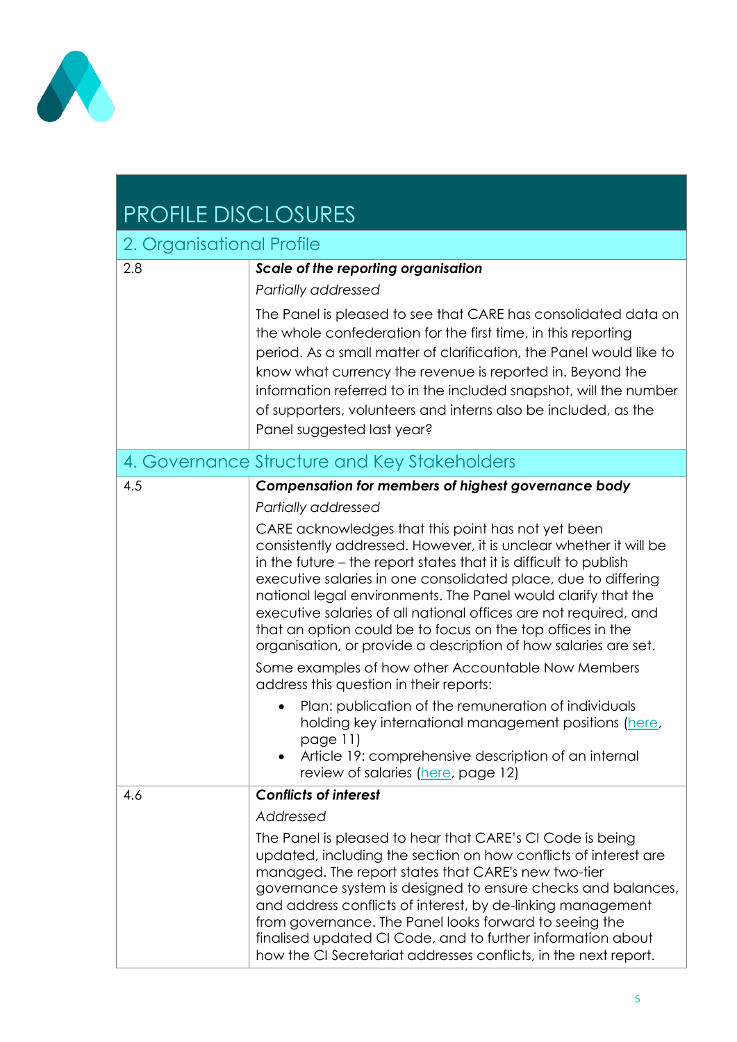# PROFILE DISCLOSURES

## 2. Organisational Profile

| | |
|---|---|
| 2.8 | ***Scale of the reporting organisation***<br><br>*Partially addressed*<br><br>The Panel is pleased to see that CARE has consolidated data on the whole confederation for the first time, in this reporting period. As a small matter of clarification, the Panel would like to know what currency the revenue is reported in. Beyond the information referred to in the included snapshot, will the number of supporters, volunteers and interns also be included, as the Panel suggested last year? |

## 4. Governance Structure and Key Stakeholders

| | |
|---|---|
| 4.5 | ***Compensation for members of highest governance body***<br><br>*Partially addressed*<br><br>CARE acknowledges that this point has not yet been consistently addressed. However, it is unclear whether it will be in the future – the report states that it is difficult to publish executive salaries in one consolidated place, due to differing national legal environments. The Panel would clarify that the executive salaries of all national offices are not required, and that an option could be to focus on the top offices in the organisation, or provide a description of how salaries are set.<br><br>Some examples of how other Accountable Now Members address this question in their reports:<br><br>• Plan: publication of the remuneration of individuals holding key international management positions (here, page 11)<br>• Article 19: comprehensive description of an internal review of salaries (here, page 12) |
| 4.6 | ***Conflicts of interest***<br><br>*Addressed*<br><br>The Panel is pleased to hear that CARE's CI Code is being updated, including the section on how conflicts of interest are managed. The report states that CARE's new two-tier governance system is designed to ensure checks and balances, and address conflicts of interest, by de-linking management from governance. The Panel looks forward to seeing the finalised updated CI Code, and to further information about how the CI Secretariat addresses conflicts, in the next report. |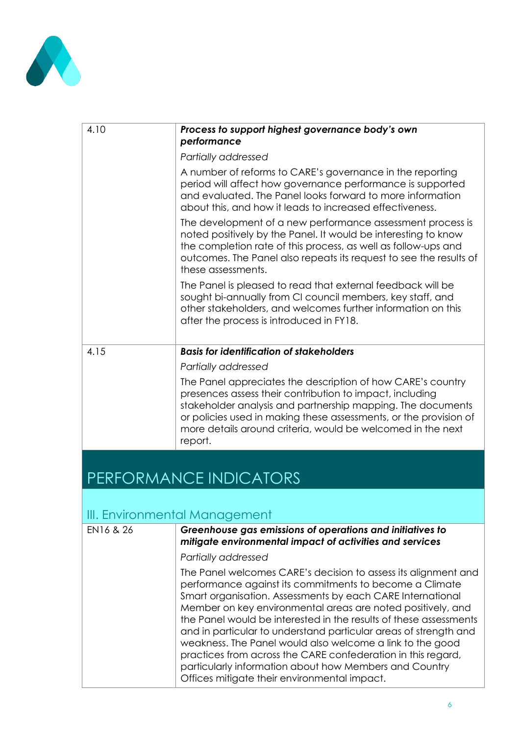| | |
|---|---|
| 4.10 | ***Process to support highest governance body's own performance***<br>*Partially addressed*<br>A number of reforms to CARE's governance in the reporting period will affect how governance performance is supported and evaluated. The Panel looks forward to more information about this, and how it leads to increased effectiveness.<br>The development of a new performance assessment process is noted positively by the Panel. It would be interesting to know the completion rate of this process, as well as follow-ups and outcomes. The Panel also repeats its request to see the results of these assessments.<br>The Panel is pleased to read that external feedback will be sought bi-annually from CI council members, key staff, and other stakeholders, and welcomes further information on this after the process is introduced in FY18. |
| 4.15 | ***Basis for identification of stakeholders***<br>*Partially addressed*<br>The Panel appreciates the description of how CARE's country presences assess their contribution to impact, including stakeholder analysis and partnership mapping. The documents or policies used in making these assessments, or the provision of more details around criteria, would be welcomed in the next report. |

# PERFORMANCE INDICATORS

## III. Environmental Management

| | |
|---|---|
| EN16 & 26 | ***Greenhouse gas emissions of operations and initiatives to mitigate environmental impact of activities and services***<br>*Partially addressed*<br>The Panel welcomes CARE's decision to assess its alignment and performance against its commitments to become a Climate Smart organisation. Assessments by each CARE International Member on key environmental areas are noted positively, and the Panel would be interested in the results of these assessments and in particular to understand particular areas of strength and weakness. The Panel would also welcome a link to the good practices from across the CARE confederation in this regard, particularly information about how Members and Country Offices mitigate their environmental impact. |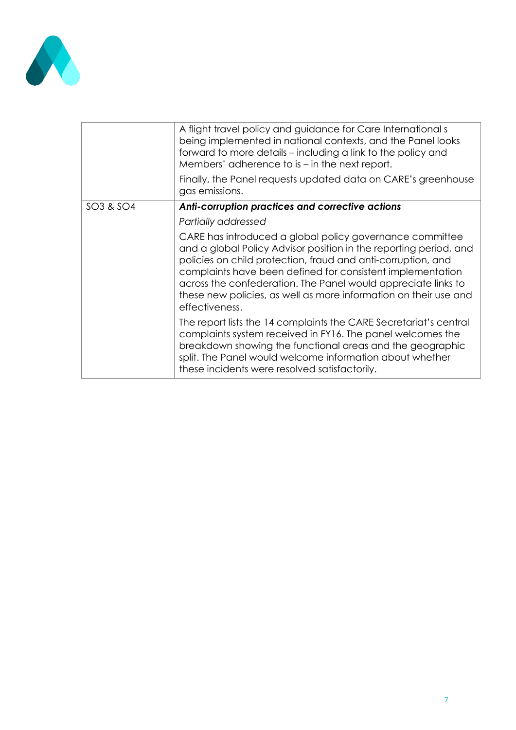| | |
|---|---|
| | A flight travel policy and guidance for Care International s being implemented in national contexts, and the Panel looks forward to more details – including a link to the policy and Members' adherence to is – in the next report.<br><br>Finally, the Panel requests updated data on CARE's greenhouse gas emissions. |
| SO3 & SO4 | ***Anti-corruption practices and corrective actions***<br><br>*Partially addressed*<br><br>CARE has introduced a global policy governance committee and a global Policy Advisor position in the reporting period, and policies on child protection, fraud and anti-corruption, and complaints have been defined for consistent implementation across the confederation. The Panel would appreciate links to these new policies, as well as more information on their use and effectiveness.<br><br>The report lists the 14 complaints the CARE Secretariat's central complaints system received in FY16. The panel welcomes the breakdown showing the functional areas and the geographic split. The Panel would welcome information about whether these incidents were resolved satisfactorily. |